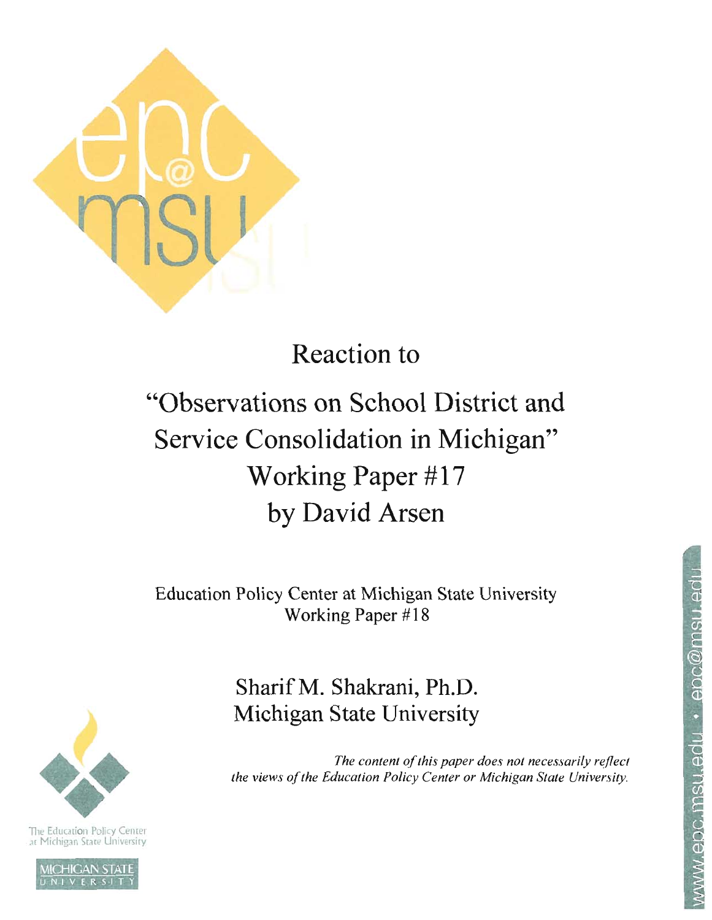# Reaction to

# "Observations on School District and Service Consolidation in Michigan" Working Paper #17 by David Arsen

Education Policy Center at Michigan State University
Working Paper #18

## Sharif M. Shakrani, Ph.D.
## Michigan State University

*The content of this paper does not necessarily reflect the views of the Education Policy Center or Michigan State University.*

The Education Policy Center at Michigan State University

MICHIGAN STATE UNIVERSITY

www.epc.msu.edu • epc@msu.edu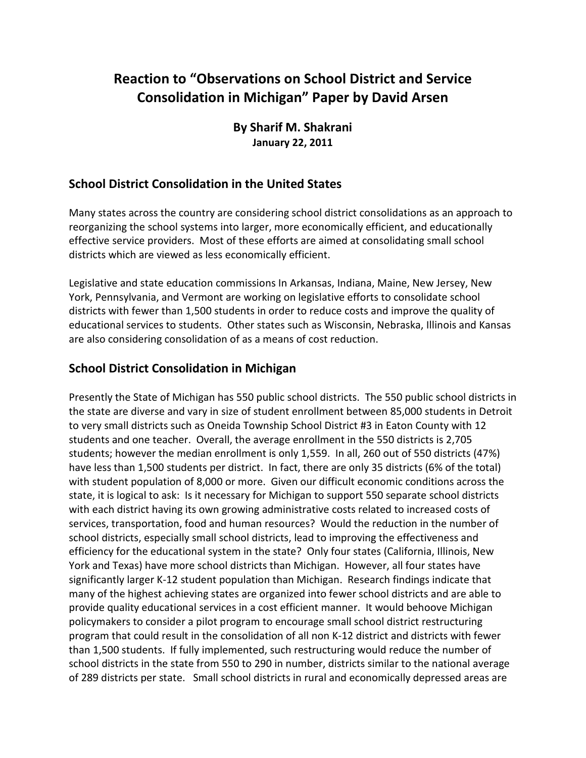# Reaction to "Observations on School District and Service Consolidation in Michigan" Paper by David Arsen

**By Sharif M. Shakrani**
**January 22, 2011**

## School District Consolidation in the United States

Many states across the country are considering school district consolidations as an approach to reorganizing the school systems into larger, more economically efficient, and educationally effective service providers. Most of these efforts are aimed at consolidating small school districts which are viewed as less economically efficient.

Legislative and state education commissions In Arkansas, Indiana, Maine, New Jersey, New York, Pennsylvania, and Vermont are working on legislative efforts to consolidate school districts with fewer than 1,500 students in order to reduce costs and improve the quality of educational services to students. Other states such as Wisconsin, Nebraska, Illinois and Kansas are also considering consolidation of as a means of cost reduction.

## School District Consolidation in Michigan

Presently the State of Michigan has 550 public school districts. The 550 public school districts in the state are diverse and vary in size of student enrollment between 85,000 students in Detroit to very small districts such as Oneida Township School District #3 in Eaton County with 12 students and one teacher. Overall, the average enrollment in the 550 districts is 2,705 students; however the median enrollment is only 1,559. In all, 260 out of 550 districts (47%) have less than 1,500 students per district. In fact, there are only 35 districts (6% of the total) with student population of 8,000 or more. Given our difficult economic conditions across the state, it is logical to ask: Is it necessary for Michigan to support 550 separate school districts with each district having its own growing administrative costs related to increased costs of services, transportation, food and human resources? Would the reduction in the number of school districts, especially small school districts, lead to improving the effectiveness and efficiency for the educational system in the state? Only four states (California, Illinois, New York and Texas) have more school districts than Michigan. However, all four states have significantly larger K-12 student population than Michigan. Research findings indicate that many of the highest achieving states are organized into fewer school districts and are able to provide quality educational services in a cost efficient manner. It would behoove Michigan policymakers to consider a pilot program to encourage small school district restructuring program that could result in the consolidation of all non K-12 district and districts with fewer than 1,500 students. If fully implemented, such restructuring would reduce the number of school districts in the state from 550 to 290 in number, districts similar to the national average of 289 districts per state. Small school districts in rural and economically depressed areas are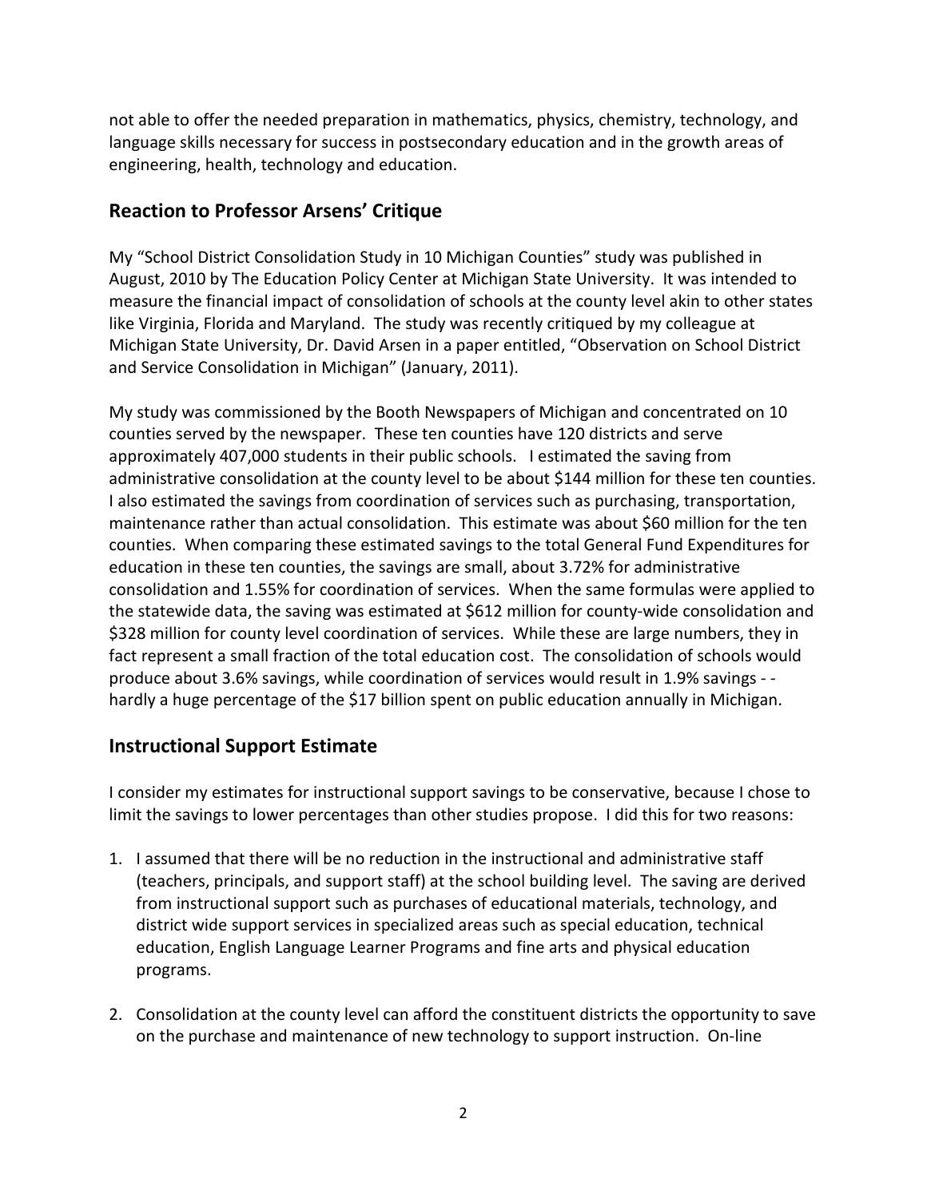not able to offer the needed preparation in mathematics, physics, chemistry, technology, and language skills necessary for success in postsecondary education and in the growth areas of engineering, health, technology and education.

## Reaction to Professor Arsens' Critique

My "School District Consolidation Study in 10 Michigan Counties" study was published in August, 2010 by The Education Policy Center at Michigan State University. It was intended to measure the financial impact of consolidation of schools at the county level akin to other states like Virginia, Florida and Maryland. The study was recently critiqued by my colleague at Michigan State University, Dr. David Arsen in a paper entitled, "Observation on School District and Service Consolidation in Michigan" (January, 2011).

My study was commissioned by the Booth Newspapers of Michigan and concentrated on 10 counties served by the newspaper. These ten counties have 120 districts and serve approximately 407,000 students in their public schools. I estimated the saving from administrative consolidation at the county level to be about $144 million for these ten counties. I also estimated the savings from coordination of services such as purchasing, transportation, maintenance rather than actual consolidation. This estimate was about $60 million for the ten counties. When comparing these estimated savings to the total General Fund Expenditures for education in these ten counties, the savings are small, about 3.72% for administrative consolidation and 1.55% for coordination of services. When the same formulas were applied to the statewide data, the saving was estimated at $612 million for county-wide consolidation and $328 million for county level coordination of services. While these are large numbers, they in fact represent a small fraction of the total education cost. The consolidation of schools would produce about 3.6% savings, while coordination of services would result in 1.9% savings - - hardly a huge percentage of the $17 billion spent on public education annually in Michigan.

## Instructional Support Estimate

I consider my estimates for instructional support savings to be conservative, because I chose to limit the savings to lower percentages than other studies propose. I did this for two reasons:

1. I assumed that there will be no reduction in the instructional and administrative staff (teachers, principals, and support staff) at the school building level. The saving are derived from instructional support such as purchases of educational materials, technology, and district wide support services in specialized areas such as special education, technical education, English Language Learner Programs and fine arts and physical education programs.

2. Consolidation at the county level can afford the constituent districts the opportunity to save on the purchase and maintenance of new technology to support instruction. On-line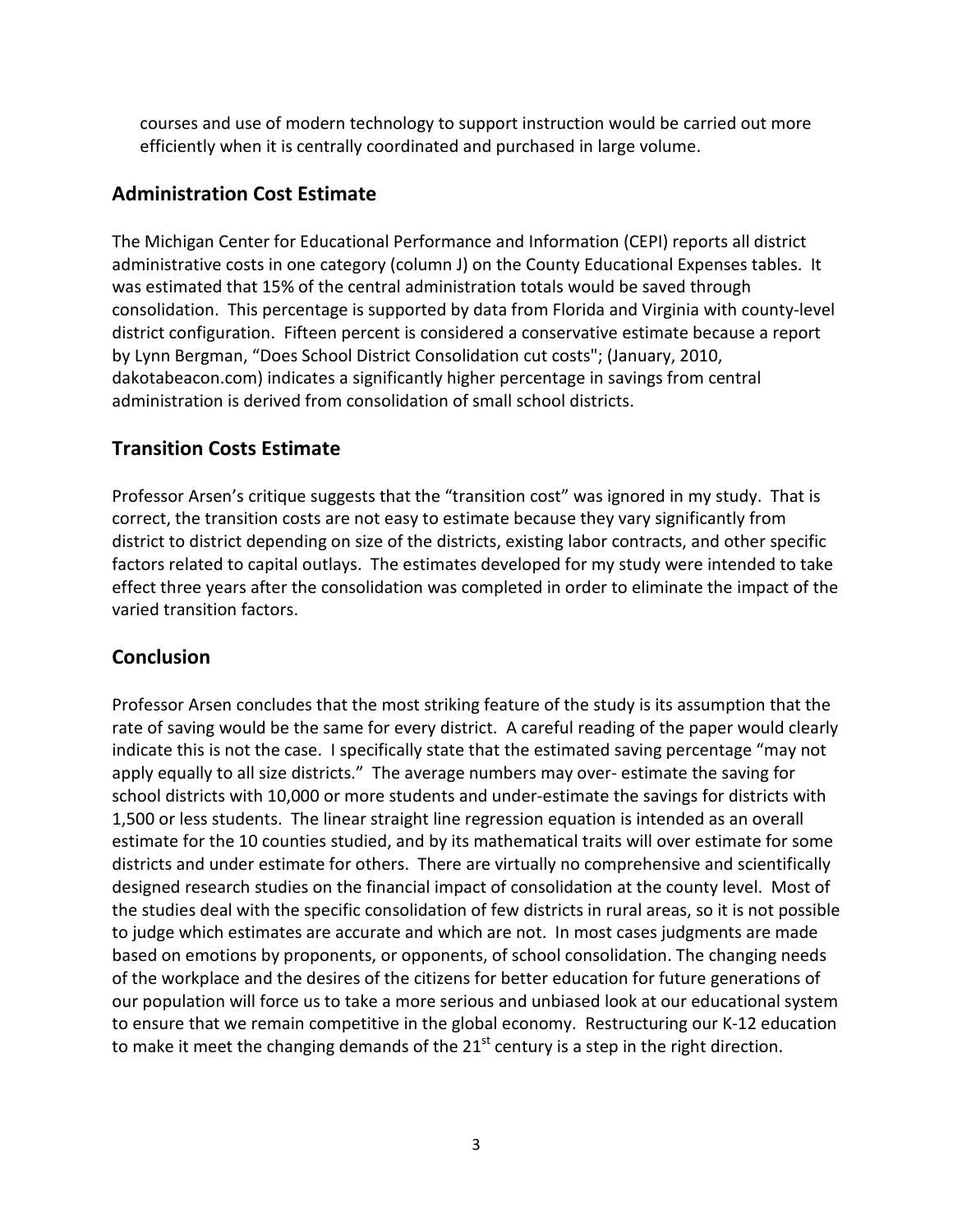courses and use of modern technology to support instruction would be carried out more efficiently when it is centrally coordinated and purchased in large volume.

## Administration Cost Estimate

The Michigan Center for Educational Performance and Information (CEPI) reports all district administrative costs in one category (column J) on the County Educational Expenses tables. It was estimated that 15% of the central administration totals would be saved through consolidation. This percentage is supported by data from Florida and Virginia with county-level district configuration. Fifteen percent is considered a conservative estimate because a report by Lynn Bergman, "Does School District Consolidation cut costs"; (January, 2010, dakotabeacon.com) indicates a significantly higher percentage in savings from central administration is derived from consolidation of small school districts.

## Transition Costs Estimate

Professor Arsen's critique suggests that the "transition cost" was ignored in my study. That is correct, the transition costs are not easy to estimate because they vary significantly from district to district depending on size of the districts, existing labor contracts, and other specific factors related to capital outlays. The estimates developed for my study were intended to take effect three years after the consolidation was completed in order to eliminate the impact of the varied transition factors.

## Conclusion

Professor Arsen concludes that the most striking feature of the study is its assumption that the rate of saving would be the same for every district. A careful reading of the paper would clearly indicate this is not the case. I specifically state that the estimated saving percentage "may not apply equally to all size districts." The average numbers may over- estimate the saving for school districts with 10,000 or more students and under-estimate the savings for districts with 1,500 or less students. The linear straight line regression equation is intended as an overall estimate for the 10 counties studied, and by its mathematical traits will over estimate for some districts and under estimate for others. There are virtually no comprehensive and scientifically designed research studies on the financial impact of consolidation at the county level. Most of the studies deal with the specific consolidation of few districts in rural areas, so it is not possible to judge which estimates are accurate and which are not. In most cases judgments are made based on emotions by proponents, or opponents, of school consolidation. The changing needs of the workplace and the desires of the citizens for better education for future generations of our population will force us to take a more serious and unbiased look at our educational system to ensure that we remain competitive in the global economy. Restructuring our K-12 education to make it meet the changing demands of the 21st century is a step in the right direction.